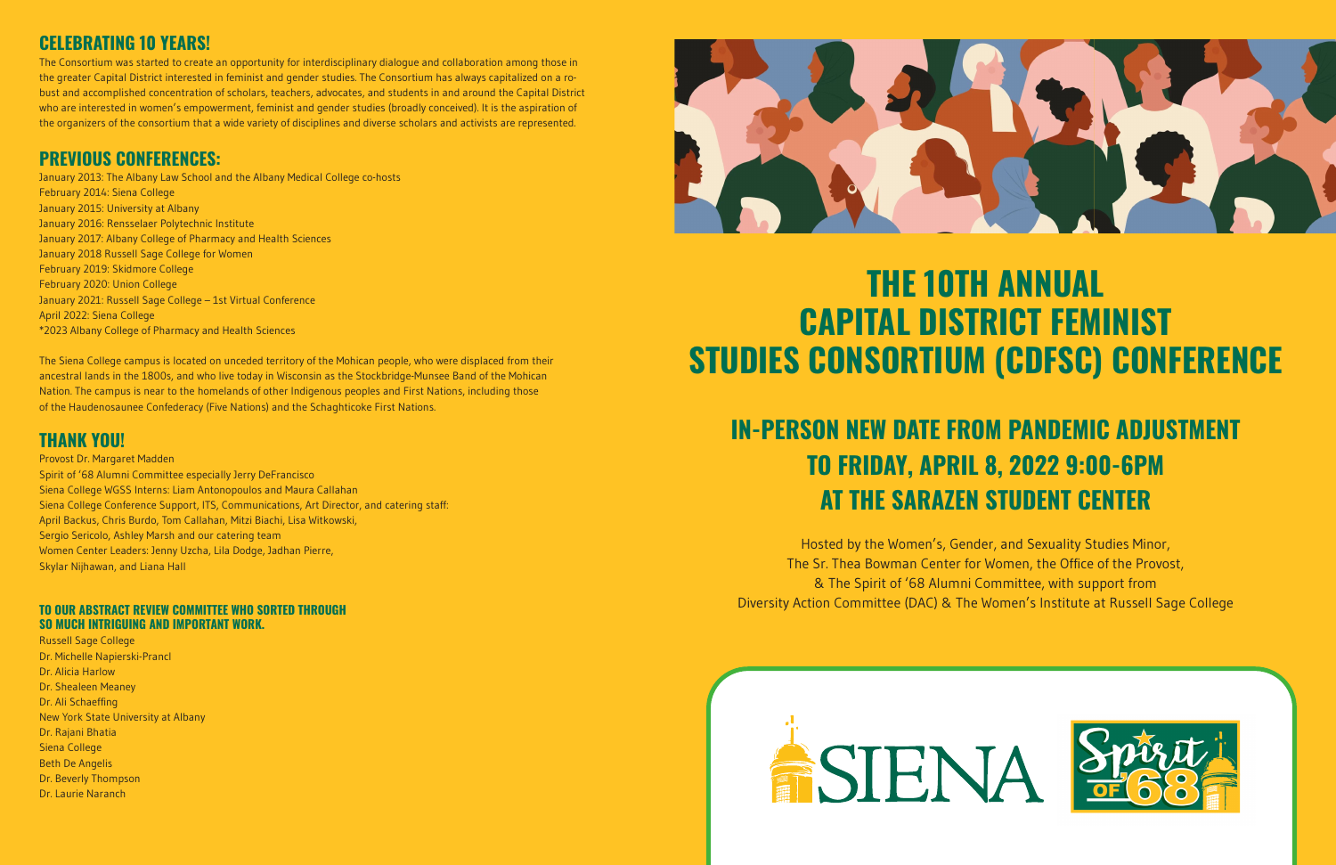## CELEBRATING 10 YEARS!

The Consortium was started to create an opportunity for interdisciplinary dialogue and collaboration among those in the greater Capital District interested in feminist and gender studies. The Consortium has always capitalized on a robust and accomplished concentration of scholars, teachers, advocates, and students in and around the Capital District who are interested in women's empowerment, feminist and gender studies (broadly conceived). It is the aspiration of the organizers of the consortium that a wide variety of disciplines and diverse scholars and activists are represented.

## PREVIOUS CONFERENCES:

January 2013: The Albany Law School and the Albany Medical College co-hosts
February 2014: Siena College
January 2015: University at Albany
January 2016: Rensselaer Polytechnic Institute
January 2017: Albany College of Pharmacy and Health Sciences
January 2018 Russell Sage College for Women
February 2019: Skidmore College
February 2020: Union College
January 2021: Russell Sage College – 1st Virtual Conference
April 2022: Siena College
*2023 Albany College of Pharmacy and Health Sciences

The Siena College campus is located on unceded territory of the Mohican people, who were displaced from their ancestral lands in the 1800s, and who live today in Wisconsin as the Stockbridge-Munsee Band of the Mohican Nation. The campus is near to the homelands of other Indigenous peoples and First Nations, including those of the Haudenosaunee Confederacy (Five Nations) and the Schaghticoke First Nations.

## THANK YOU!

Provost Dr. Margaret Madden
Spirit of '68 Alumni Committee especially Jerry DeFrancisco
Siena College WGSS Interns: Liam Antonopoulos and Maura Callahan
Siena College Conference Support, ITS, Communications, Art Director, and catering staff:
April Backus, Chris Burdo, Tom Callahan, Mitzi Biachi, Lisa Witkowski,
Sergio Sericolo, Ashley Marsh and our catering team
Women Center Leaders: Jenny Uzcha, Lila Dodge, Jadhan Pierre,
Skylar Nijhawan, and Liana Hall

### TO OUR ABSTRACT REVIEW COMMITTEE WHO SORTED THROUGH SO MUCH INTRIGUING AND IMPORTANT WORK.

Russell Sage College
Dr. Michelle Napierski-Prancl
Dr. Alicia Harlow
Dr. Shealeen Meaney
Dr. Ali Schaeffing
New York State University at Albany
Dr. Rajani Bhatia
Siena College
Beth De Angelis
Dr. Beverly Thompson
Dr. Laurie Naranch

# THE 10TH ANNUAL CAPITAL DISTRICT FEMINIST STUDIES CONSORTIUM (CDFSC) CONFERENCE

## IN-PERSON NEW DATE FROM PANDEMIC ADJUSTMENT TO FRIDAY, APRIL 8, 2022 9:00-6PM AT THE SARAZEN STUDENT CENTER

Hosted by the Women's, Gender, and Sexuality Studies Minor,
The Sr. Thea Bowman Center for Women, the Office of the Provost,
& The Spirit of '68 Alumni Committee, with support from
Diversity Action Committee (DAC) & The Women's Institute at Russell Sage College

SIENA

Spirit of '68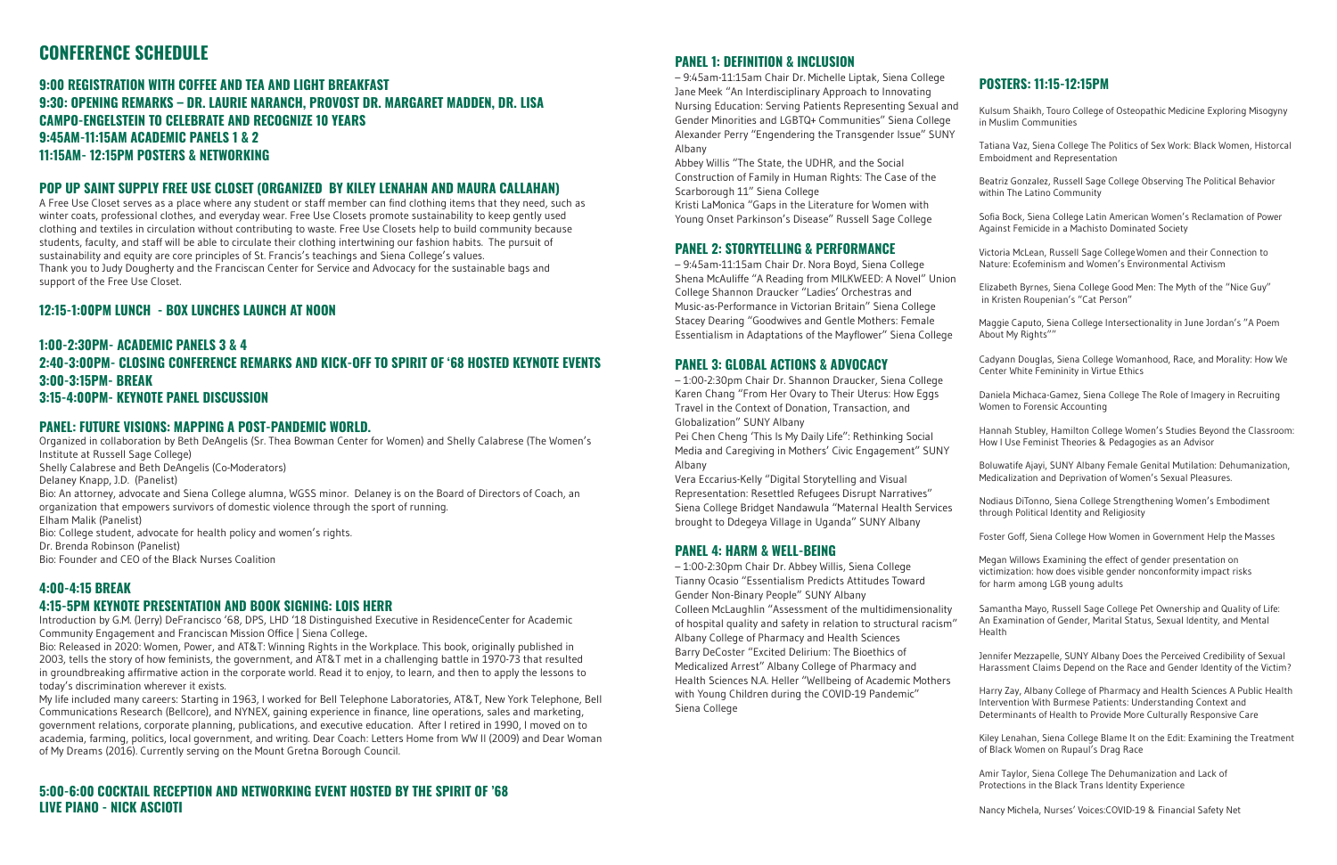# CONFERENCE SCHEDULE

## 9:00 REGISTRATION WITH COFFEE AND TEA AND LIGHT BREAKFAST
## 9:30: OPENING REMARKS – DR. LAURIE NARANCH, PROVOST DR. MARGARET MADDEN, DR. LISA CAMPO-ENGELSTEIN TO CELEBRATE AND RECOGNIZE 10 YEARS
## 9:45AM-11:15AM ACADEMIC PANELS 1 & 2
## 11:15AM- 12:15PM POSTERS & NETWORKING

### POP UP SAINT SUPPLY FREE USE CLOSET (ORGANIZED BY KILEY LENAHAN AND MAURA CALLAHAN)

A Free Use Closet serves as a place where any student or staff member can find clothing items that they need, such as winter coats, professional clothes, and everyday wear. Free Use Closets promote sustainability to keep gently used clothing and textiles in circulation without contributing to waste. Free Use Closets help to build community because students, faculty, and staff will be able to circulate their clothing intertwining our fashion habits. The pursuit of sustainability and equity are core principles of St. Francis's teachings and Siena College's values.
Thank you to Judy Dougherty and the Franciscan Center for Service and Advocacy for the sustainable bags and support of the Free Use Closet.

## 12:15-1:00PM LUNCH - BOX LUNCHES LAUNCH AT NOON

## 1:00-2:30PM- ACADEMIC PANELS 3 & 4
## 2:40-3:00PM- CLOSING CONFERENCE REMARKS AND KICK-OFF TO SPIRIT OF '68 HOSTED KEYNOTE EVENTS
## 3:00-3:15PM- BREAK
## 3:15-4:00PM- KEYNOTE PANEL DISCUSSION

### PANEL: FUTURE VISIONS: MAPPING A POST-PANDEMIC WORLD.

Organized in collaboration by Beth DeAngelis (Sr. Thea Bowman Center for Women) and Shelly Calabrese (The Women's Institute at Russell Sage College)
Shelly Calabrese and Beth DeAngelis (Co-Moderators)
Delaney Knapp, J.D. (Panelist)
Bio: An attorney, advocate and Siena College alumna, WGSS minor. Delaney is on the Board of Directors of Coach, an organization that empowers survivors of domestic violence through the sport of running.
Elham Malik (Panelist)
Bio: College student, advocate for health policy and women's rights.
Dr. Brenda Robinson (Panelist)
Bio: Founder and CEO of the Black Nurses Coalition

## 4:00-4:15 BREAK
## 4:15-5PM KEYNOTE PRESENTATION AND BOOK SIGNING: LOIS HERR

Introduction by G.M. (Jerry) DeFrancisco '68, DPS, LHD '18 Distinguished Executive in ResidenceCenter for Academic Community Engagement and Franciscan Mission Office | Siena College.
Bio: Released in 2020: Women, Power, and AT&T: Winning Rights in the Workplace. This book, originally published in 2003, tells the story of how feminists, the government, and AT&T met in a challenging battle in 1970-73 that resulted in groundbreaking affirmative action in the corporate world. Read it to enjoy, to learn, and then to apply the lessons to today's discrimination wherever it exists.
My life included many careers: Starting in 1963, I worked for Bell Telephone Laboratories, AT&T, New York Telephone, Bell Communications Research (Bellcore), and NYNEX, gaining experience in finance, line operations, sales and marketing, government relations, corporate planning, publications, and executive education. After I retired in 1990, I moved on to academia, farming, politics, local government, and writing. Dear Coach: Letters Home from WW II (2009) and Dear Woman of My Dreams (2016). Currently serving on the Mount Gretna Borough Council.

## 5:00-6:00 COCKTAIL RECEPTION AND NETWORKING EVENT HOSTED BY THE SPIRIT OF '68
## LIVE PIANO - NICK ASCIOTI

### PANEL 1: DEFINITION & INCLUSION

– 9:45am-11:15am Chair Dr. Michelle Liptak, Siena College
Jane Meek "An Interdisciplinary Approach to Innovating Nursing Education: Serving Patients Representing Sexual and Gender Minorities and LGBTQ+ Communities" Siena College
Alexander Perry "Engendering the Transgender Issue" SUNY Albany
Abbey Willis "The State, the UDHR, and the Social Construction of Family in Human Rights: The Case of the Scarborough 11" Siena College
Kristi LaMonica "Gaps in the Literature for Women with Young Onset Parkinson's Disease" Russell Sage College

### PANEL 2: STORYTELLING & PERFORMANCE

– 9:45am-11:15am Chair Dr. Nora Boyd, Siena College
Shena McAuliffe "A Reading from MILKWEED: A Novel" Union College Shannon Draucker "Ladies' Orchestras and Music-as-Performance in Victorian Britain" Siena College
Stacey Dearing "Goodwives and Gentle Mothers: Female Essentialism in Adaptations of the Mayflower" Siena College

### PANEL 3: GLOBAL ACTIONS & ADVOCACY

– 1:00-2:30pm Chair Dr. Shannon Draucker, Siena College
Karen Chang "From Her Ovary to Their Uterus: How Eggs Travel in the Context of Donation, Transaction, and Globalization" SUNY Albany
Pei Chen Cheng 'This Is My Daily Life": Rethinking Social Media and Caregiving in Mothers' Civic Engagement" SUNY Albany
Vera Eccarius-Kelly "Digital Storytelling and Visual Representation: Resettled Refugees Disrupt Narratives" Siena College Bridget Nandawula "Maternal Health Services brought to Ddegeya Village in Uganda" SUNY Albany

### PANEL 4: HARM & WELL-BEING

– 1:00-2:30pm Chair Dr. Abbey Willis, Siena College
Tianny Ocasio "Essentialism Predicts Attitudes Toward Gender Non-Binary People" SUNY Albany
Colleen McLaughlin "Assessment of the multidimensionality of hospital quality and safety in relation to structural racism" Albany College of Pharmacy and Health Sciences
Barry DeCoster "Excited Delirium: The Bioethics of Medicalized Arrest" Albany College of Pharmacy and Health Sciences N.A. Heller "Wellbeing of Academic Mothers with Young Children during the COVID-19 Pandemic" Siena College

### POSTERS: 11:15-12:15PM

Kulsum Shaikh, Touro College of Osteopathic Medicine Exploring Misogyny in Muslim Communities

Tatiana Vaz, Siena College The Politics of Sex Work: Black Women, Historcal Emboidment and Representation

Beatriz Gonzalez, Russell Sage College Observing The Political Behavior within The Latino Community

Sofia Bock, Siena College Latin American Women's Reclamation of Power Against Femicide in a Machisto Dominated Society

Victoria McLean, Russell Sage College Women and their Connection to Nature: Ecofeminism and Women's Environmental Activism

Elizabeth Byrnes, Siena College Good Men: The Myth of the "Nice Guy" in Kristen Roupenian's "Cat Person"

Maggie Caputo, Siena College Intersectionality in June Jordan's "A Poem About My Rights""

Cadyann Douglas, Siena College Womanhood, Race, and Morality: How We Center White Femininity in Virtue Ethics

Daniela Michaca-Gamez, Siena College The Role of Imagery in Recruiting Women to Forensic Accounting

Hannah Stubley, Hamilton College Women's Studies Beyond the Classroom: How I Use Feminist Theories & Pedagogies as an Advisor

Boluwatife Ajayi, SUNY Albany Female Genital Mutilation: Dehumanization, Medicalization and Deprivation of Women's Sexual Pleasures.

Nodiaus DiTonno, Siena College Strengthening Women's Embodiment through Political Identity and Religiosity

Foster Goff, Siena College How Women in Government Help the Masses

Megan Willows Examining the effect of gender presentation on victimization: how does visible gender nonconformity impact risks for harm among LGB young adults

Samantha Mayo, Russell Sage College Pet Ownership and Quality of Life: An Examination of Gender, Marital Status, Sexual Identity, and Mental Health

Jennifer Mezzapelle, SUNY Albany Does the Perceived Credibility of Sexual Harassment Claims Depend on the Race and Gender Identity of the Victim?

Harry Zay, Albany College of Pharmacy and Health Sciences A Public Health Intervention With Burmese Patients: Understanding Context and Determinants of Health to Provide More Culturally Responsive Care

Kiley Lenahan, Siena College Blame It on the Edit: Examining the Treatment of Black Women on Rupaul's Drag Race

Amir Taylor, Siena College The Dehumanization and Lack of Protections in the Black Trans Identity Experience

Nancy Michela, Nurses' Voices:COVID-19 & Financial Safety Net